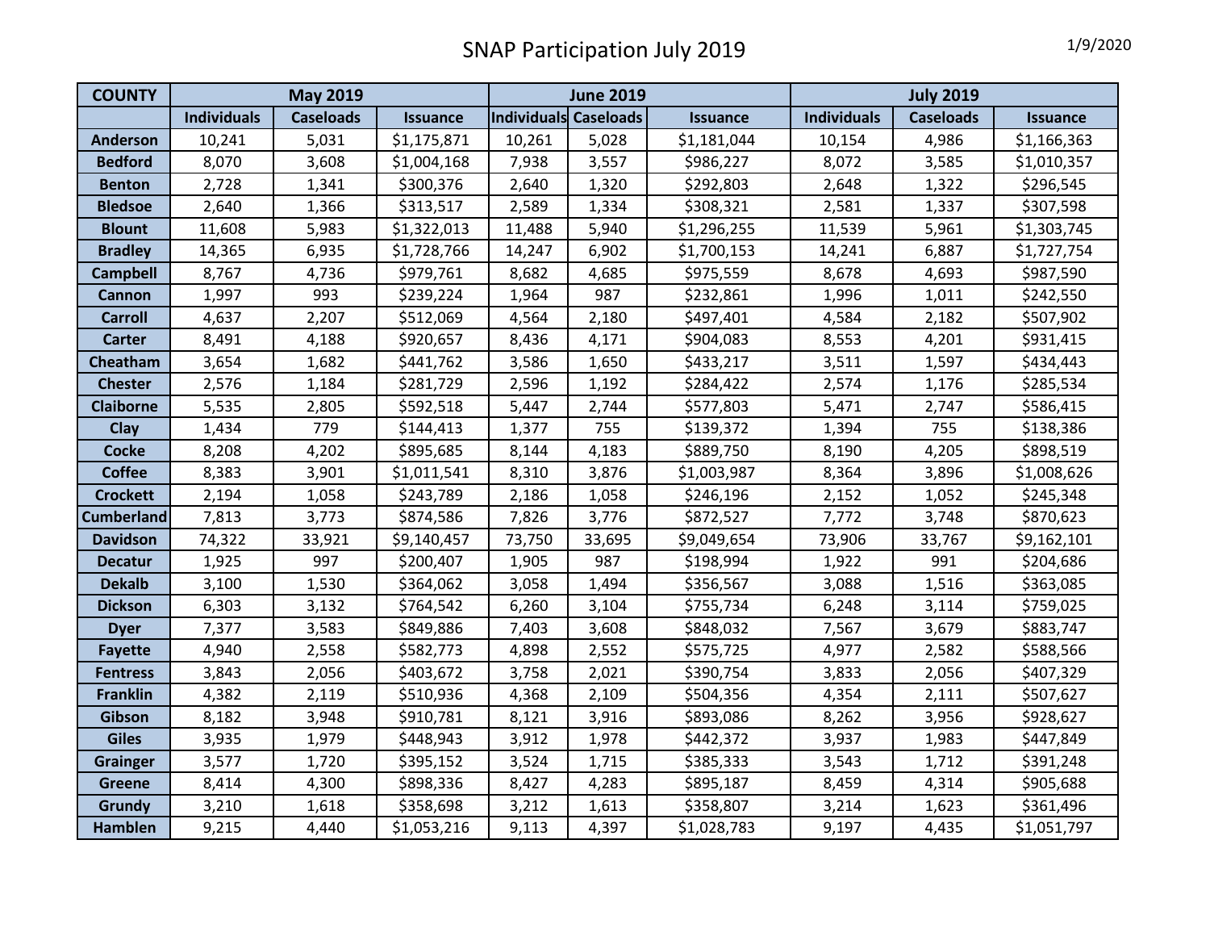# SNAP Participation July 2019

1/9/2020

| COUNTY | May 2019 | | | June 2019 | | | July 2019 | | |
|---|---|---|---|---|---|---|---|---|---|
| | Individuals | Caseloads | Issuance | Individuals | Caseloads | Issuance | Individuals | Caseloads | Issuance |
| Anderson | 10,241 | 5,031 | $1,175,871 | 10,261 | 5,028 | $1,181,044 | 10,154 | 4,986 | $1,166,363 |
| Bedford | 8,070 | 3,608 | $1,004,168 | 7,938 | 3,557 | $986,227 | 8,072 | 3,585 | $1,010,357 |
| Benton | 2,728 | 1,341 | $300,376 | 2,640 | 1,320 | $292,803 | 2,648 | 1,322 | $296,545 |
| Bledsoe | 2,640 | 1,366 | $313,517 | 2,589 | 1,334 | $308,321 | 2,581 | 1,337 | $307,598 |
| Blount | 11,608 | 5,983 | $1,322,013 | 11,488 | 5,940 | $1,296,255 | 11,539 | 5,961 | $1,303,745 |
| Bradley | 14,365 | 6,935 | $1,728,766 | 14,247 | 6,902 | $1,700,153 | 14,241 | 6,887 | $1,727,754 |
| Campbell | 8,767 | 4,736 | $979,761 | 8,682 | 4,685 | $975,559 | 8,678 | 4,693 | $987,590 |
| Cannon | 1,997 | 993 | $239,224 | 1,964 | 987 | $232,861 | 1,996 | 1,011 | $242,550 |
| Carroll | 4,637 | 2,207 | $512,069 | 4,564 | 2,180 | $497,401 | 4,584 | 2,182 | $507,902 |
| Carter | 8,491 | 4,188 | $920,657 | 8,436 | 4,171 | $904,083 | 8,553 | 4,201 | $931,415 |
| Cheatham | 3,654 | 1,682 | $441,762 | 3,586 | 1,650 | $433,217 | 3,511 | 1,597 | $434,443 |
| Chester | 2,576 | 1,184 | $281,729 | 2,596 | 1,192 | $284,422 | 2,574 | 1,176 | $285,534 |
| Claiborne | 5,535 | 2,805 | $592,518 | 5,447 | 2,744 | $577,803 | 5,471 | 2,747 | $586,415 |
| Clay | 1,434 | 779 | $144,413 | 1,377 | 755 | $139,372 | 1,394 | 755 | $138,386 |
| Cocke | 8,208 | 4,202 | $895,685 | 8,144 | 4,183 | $889,750 | 8,190 | 4,205 | $898,519 |
| Coffee | 8,383 | 3,901 | $1,011,541 | 8,310 | 3,876 | $1,003,987 | 8,364 | 3,896 | $1,008,626 |
| Crockett | 2,194 | 1,058 | $243,789 | 2,186 | 1,058 | $246,196 | 2,152 | 1,052 | $245,348 |
| Cumberland | 7,813 | 3,773 | $874,586 | 7,826 | 3,776 | $872,527 | 7,772 | 3,748 | $870,623 |
| Davidson | 74,322 | 33,921 | $9,140,457 | 73,750 | 33,695 | $9,049,654 | 73,906 | 33,767 | $9,162,101 |
| Decatur | 1,925 | 997 | $200,407 | 1,905 | 987 | $198,994 | 1,922 | 991 | $204,686 |
| Dekalb | 3,100 | 1,530 | $364,062 | 3,058 | 1,494 | $356,567 | 3,088 | 1,516 | $363,085 |
| Dickson | 6,303 | 3,132 | $764,542 | 6,260 | 3,104 | $755,734 | 6,248 | 3,114 | $759,025 |
| Dyer | 7,377 | 3,583 | $849,886 | 7,403 | 3,608 | $848,032 | 7,567 | 3,679 | $883,747 |
| Fayette | 4,940 | 2,558 | $582,773 | 4,898 | 2,552 | $575,725 | 4,977 | 2,582 | $588,566 |
| Fentress | 3,843 | 2,056 | $403,672 | 3,758 | 2,021 | $390,754 | 3,833 | 2,056 | $407,329 |
| Franklin | 4,382 | 2,119 | $510,936 | 4,368 | 2,109 | $504,356 | 4,354 | 2,111 | $507,627 |
| Gibson | 8,182 | 3,948 | $910,781 | 8,121 | 3,916 | $893,086 | 8,262 | 3,956 | $928,627 |
| Giles | 3,935 | 1,979 | $448,943 | 3,912 | 1,978 | $442,372 | 3,937 | 1,983 | $447,849 |
| Grainger | 3,577 | 1,720 | $395,152 | 3,524 | 1,715 | $385,333 | 3,543 | 1,712 | $391,248 |
| Greene | 8,414 | 4,300 | $898,336 | 8,427 | 4,283 | $895,187 | 8,459 | 4,314 | $905,688 |
| Grundy | 3,210 | 1,618 | $358,698 | 3,212 | 1,613 | $358,807 | 3,214 | 1,623 | $361,496 |
| Hamblen | 9,215 | 4,440 | $1,053,216 | 9,113 | 4,397 | $1,028,783 | 9,197 | 4,435 | $1,051,797 |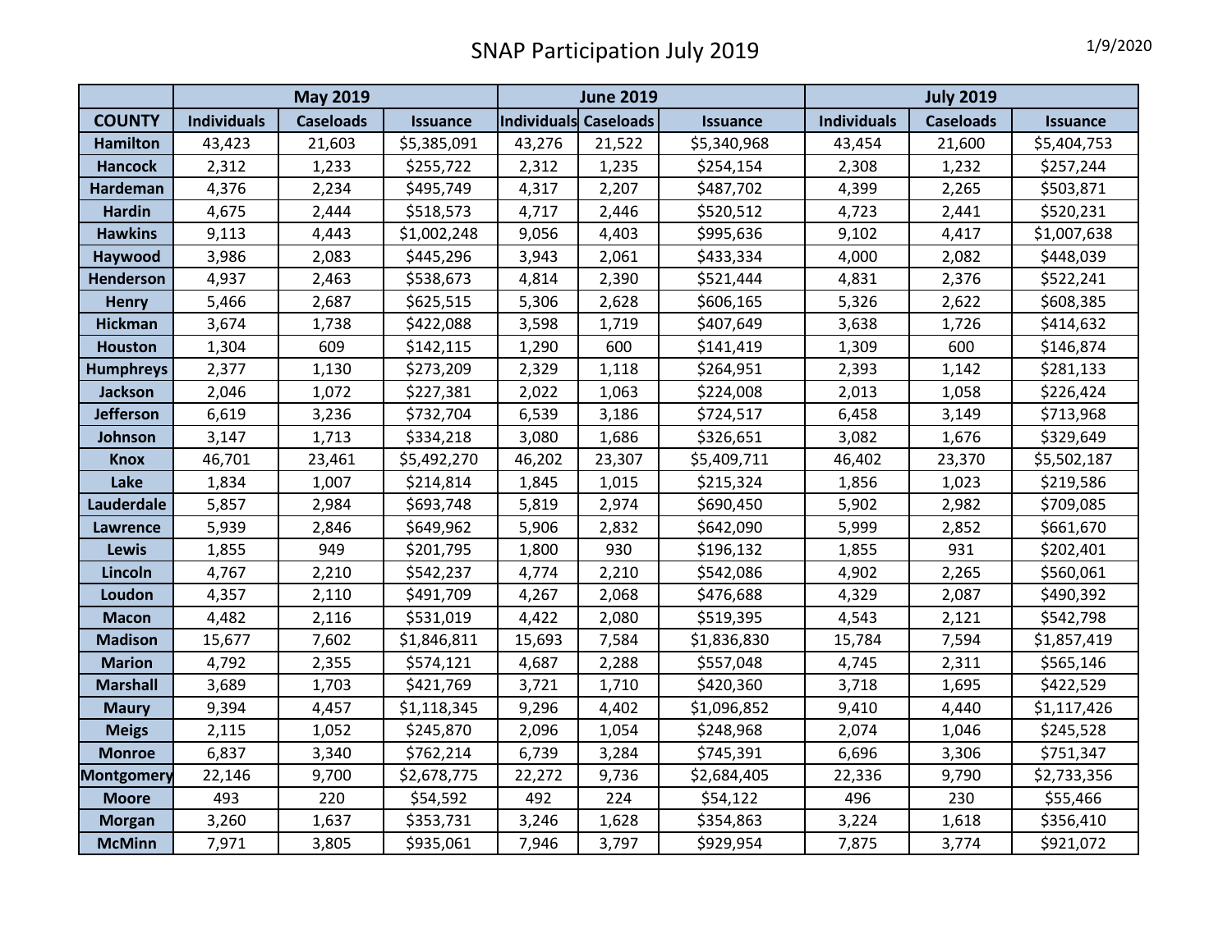# SNAP Participation July 2019

1/9/2020

| | May 2019 | | | June 2019 | | | July 2019 | | |
|---|---|---|---|---|---|---|---|---|---|
| **COUNTY** | **Individuals** | **Caseloads** | **Issuance** | **Individuals** | **Caseloads** | **Issuance** | **Individuals** | **Caseloads** | **Issuance** |
| **Hamilton** | 43,423 | 21,603 | $5,385,091 | 43,276 | 21,522 | $5,340,968 | 43,454 | 21,600 | $5,404,753 |
| **Hancock** | 2,312 | 1,233 | $255,722 | 2,312 | 1,235 | $254,154 | 2,308 | 1,232 | $257,244 |
| **Hardeman** | 4,376 | 2,234 | $495,749 | 4,317 | 2,207 | $487,702 | 4,399 | 2,265 | $503,871 |
| **Hardin** | 4,675 | 2,444 | $518,573 | 4,717 | 2,446 | $520,512 | 4,723 | 2,441 | $520,231 |
| **Hawkins** | 9,113 | 4,443 | $1,002,248 | 9,056 | 4,403 | $995,636 | 9,102 | 4,417 | $1,007,638 |
| **Haywood** | 3,986 | 2,083 | $445,296 | 3,943 | 2,061 | $433,334 | 4,000 | 2,082 | $448,039 |
| **Henderson** | 4,937 | 2,463 | $538,673 | 4,814 | 2,390 | $521,444 | 4,831 | 2,376 | $522,241 |
| **Henry** | 5,466 | 2,687 | $625,515 | 5,306 | 2,628 | $606,165 | 5,326 | 2,622 | $608,385 |
| **Hickman** | 3,674 | 1,738 | $422,088 | 3,598 | 1,719 | $407,649 | 3,638 | 1,726 | $414,632 |
| **Houston** | 1,304 | 609 | $142,115 | 1,290 | 600 | $141,419 | 1,309 | 600 | $146,874 |
| **Humphreys** | 2,377 | 1,130 | $273,209 | 2,329 | 1,118 | $264,951 | 2,393 | 1,142 | $281,133 |
| **Jackson** | 2,046 | 1,072 | $227,381 | 2,022 | 1,063 | $224,008 | 2,013 | 1,058 | $226,424 |
| **Jefferson** | 6,619 | 3,236 | $732,704 | 6,539 | 3,186 | $724,517 | 6,458 | 3,149 | $713,968 |
| **Johnson** | 3,147 | 1,713 | $334,218 | 3,080 | 1,686 | $326,651 | 3,082 | 1,676 | $329,649 |
| **Knox** | 46,701 | 23,461 | $5,492,270 | 46,202 | 23,307 | $5,409,711 | 46,402 | 23,370 | $5,502,187 |
| **Lake** | 1,834 | 1,007 | $214,814 | 1,845 | 1,015 | $215,324 | 1,856 | 1,023 | $219,586 |
| **Lauderdale** | 5,857 | 2,984 | $693,748 | 5,819 | 2,974 | $690,450 | 5,902 | 2,982 | $709,085 |
| **Lawrence** | 5,939 | 2,846 | $649,962 | 5,906 | 2,832 | $642,090 | 5,999 | 2,852 | $661,670 |
| **Lewis** | 1,855 | 949 | $201,795 | 1,800 | 930 | $196,132 | 1,855 | 931 | $202,401 |
| **Lincoln** | 4,767 | 2,210 | $542,237 | 4,774 | 2,210 | $542,086 | 4,902 | 2,265 | $560,061 |
| **Loudon** | 4,357 | 2,110 | $491,709 | 4,267 | 2,068 | $476,688 | 4,329 | 2,087 | $490,392 |
| **Macon** | 4,482 | 2,116 | $531,019 | 4,422 | 2,080 | $519,395 | 4,543 | 2,121 | $542,798 |
| **Madison** | 15,677 | 7,602 | $1,846,811 | 15,693 | 7,584 | $1,836,830 | 15,784 | 7,594 | $1,857,419 |
| **Marion** | 4,792 | 2,355 | $574,121 | 4,687 | 2,288 | $557,048 | 4,745 | 2,311 | $565,146 |
| **Marshall** | 3,689 | 1,703 | $421,769 | 3,721 | 1,710 | $420,360 | 3,718 | 1,695 | $422,529 |
| **Maury** | 9,394 | 4,457 | $1,118,345 | 9,296 | 4,402 | $1,096,852 | 9,410 | 4,440 | $1,117,426 |
| **Meigs** | 2,115 | 1,052 | $245,870 | 2,096 | 1,054 | $248,968 | 2,074 | 1,046 | $245,528 |
| **Monroe** | 6,837 | 3,340 | $762,214 | 6,739 | 3,284 | $745,391 | 6,696 | 3,306 | $751,347 |
| **Montgomery** | 22,146 | 9,700 | $2,678,775 | 22,272 | 9,736 | $2,684,405 | 22,336 | 9,790 | $2,733,356 |
| **Moore** | 493 | 220 | $54,592 | 492 | 224 | $54,122 | 496 | 230 | $55,466 |
| **Morgan** | 3,260 | 1,637 | $353,731 | 3,246 | 1,628 | $354,863 | 3,224 | 1,618 | $356,410 |
| **McMinn** | 7,971 | 3,805 | $935,061 | 7,946 | 3,797 | $929,954 | 7,875 | 3,774 | $921,072 |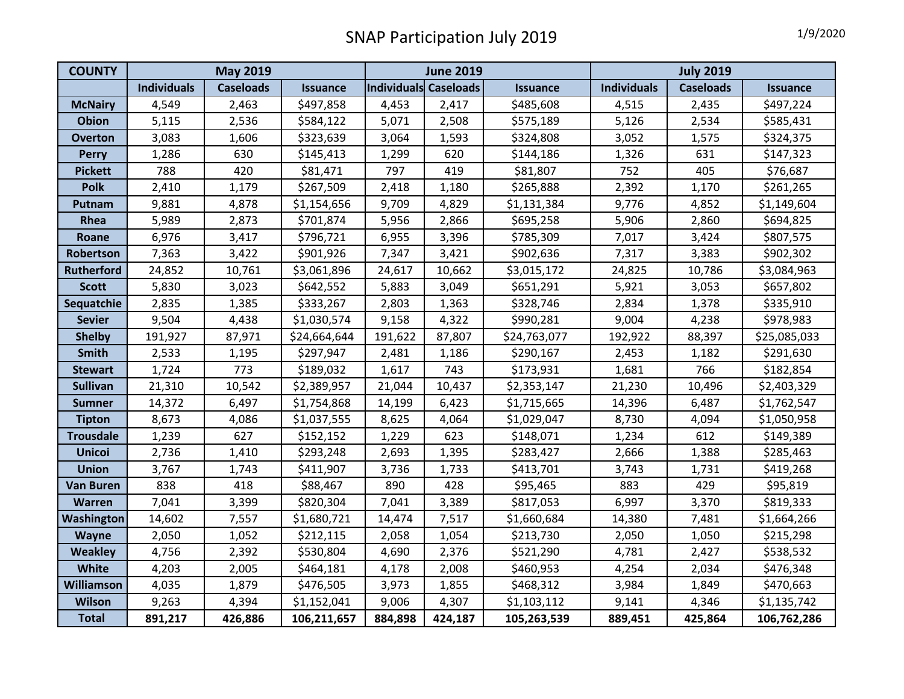# SNAP Participation July 2019

1/9/2020

| COUNTY | May 2019 | | | June 2019 | | | July 2019 | | |
|---|---|---|---|---|---|---|---|---|---|
| | Individuals | Caseloads | Issuance | Individuals | Caseloads | Issuance | Individuals | Caseloads | Issuance |
| McNairy | 4,549 | 2,463 | $497,858 | 4,453 | 2,417 | $485,608 | 4,515 | 2,435 | $497,224 |
| Obion | 5,115 | 2,536 | $584,122 | 5,071 | 2,508 | $575,189 | 5,126 | 2,534 | $585,431 |
| Overton | 3,083 | 1,606 | $323,639 | 3,064 | 1,593 | $324,808 | 3,052 | 1,575 | $324,375 |
| Perry | 1,286 | 630 | $145,413 | 1,299 | 620 | $144,186 | 1,326 | 631 | $147,323 |
| Pickett | 788 | 420 | $81,471 | 797 | 419 | $81,807 | 752 | 405 | $76,687 |
| Polk | 2,410 | 1,179 | $267,509 | 2,418 | 1,180 | $265,888 | 2,392 | 1,170 | $261,265 |
| Putnam | 9,881 | 4,878 | $1,154,656 | 9,709 | 4,829 | $1,131,384 | 9,776 | 4,852 | $1,149,604 |
| Rhea | 5,989 | 2,873 | $701,874 | 5,956 | 2,866 | $695,258 | 5,906 | 2,860 | $694,825 |
| Roane | 6,976 | 3,417 | $796,721 | 6,955 | 3,396 | $785,309 | 7,017 | 3,424 | $807,575 |
| Robertson | 7,363 | 3,422 | $901,926 | 7,347 | 3,421 | $902,636 | 7,317 | 3,383 | $902,302 |
| Rutherford | 24,852 | 10,761 | $3,061,896 | 24,617 | 10,662 | $3,015,172 | 24,825 | 10,786 | $3,084,963 |
| Scott | 5,830 | 3,023 | $642,552 | 5,883 | 3,049 | $651,291 | 5,921 | 3,053 | $657,802 |
| Sequatchie | 2,835 | 1,385 | $333,267 | 2,803 | 1,363 | $328,746 | 2,834 | 1,378 | $335,910 |
| Sevier | 9,504 | 4,438 | $1,030,574 | 9,158 | 4,322 | $990,281 | 9,004 | 4,238 | $978,983 |
| Shelby | 191,927 | 87,971 | $24,664,644 | 191,622 | 87,807 | $24,763,077 | 192,922 | 88,397 | $25,085,033 |
| Smith | 2,533 | 1,195 | $297,947 | 2,481 | 1,186 | $290,167 | 2,453 | 1,182 | $291,630 |
| Stewart | 1,724 | 773 | $189,032 | 1,617 | 743 | $173,931 | 1,681 | 766 | $182,854 |
| Sullivan | 21,310 | 10,542 | $2,389,957 | 21,044 | 10,437 | $2,353,147 | 21,230 | 10,496 | $2,403,329 |
| Sumner | 14,372 | 6,497 | $1,754,868 | 14,199 | 6,423 | $1,715,665 | 14,396 | 6,487 | $1,762,547 |
| Tipton | 8,673 | 4,086 | $1,037,555 | 8,625 | 4,064 | $1,029,047 | 8,730 | 4,094 | $1,050,958 |
| Trousdale | 1,239 | 627 | $152,152 | 1,229 | 623 | $148,071 | 1,234 | 612 | $149,389 |
| Unicoi | 2,736 | 1,410 | $293,248 | 2,693 | 1,395 | $283,427 | 2,666 | 1,388 | $285,463 |
| Union | 3,767 | 1,743 | $411,907 | 3,736 | 1,733 | $413,701 | 3,743 | 1,731 | $419,268 |
| Van Buren | 838 | 418 | $88,467 | 890 | 428 | $95,465 | 883 | 429 | $95,819 |
| Warren | 7,041 | 3,399 | $820,304 | 7,041 | 3,389 | $817,053 | 6,997 | 3,370 | $819,333 |
| Washington | 14,602 | 7,557 | $1,680,721 | 14,474 | 7,517 | $1,660,684 | 14,380 | 7,481 | $1,664,266 |
| Wayne | 2,050 | 1,052 | $212,115 | 2,058 | 1,054 | $213,730 | 2,050 | 1,050 | $215,298 |
| Weakley | 4,756 | 2,392 | $530,804 | 4,690 | 2,376 | $521,290 | 4,781 | 2,427 | $538,532 |
| White | 4,203 | 2,005 | $464,181 | 4,178 | 2,008 | $460,953 | 4,254 | 2,034 | $476,348 |
| Williamson | 4,035 | 1,879 | $476,505 | 3,973 | 1,855 | $468,312 | 3,984 | 1,849 | $470,663 |
| Wilson | 9,263 | 4,394 | $1,152,041 | 9,006 | 4,307 | $1,103,112 | 9,141 | 4,346 | $1,135,742 |
| **Total** | **891,217** | **426,886** | **106,211,657** | **884,898** | **424,187** | **105,263,539** | **889,451** | **425,864** | **106,762,286** |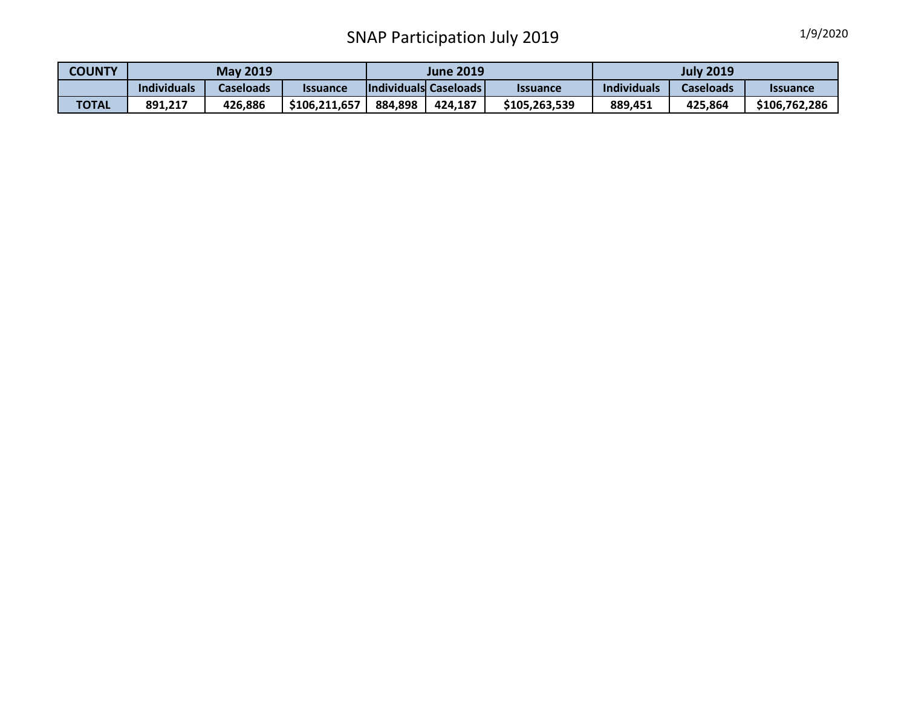# SNAP Participation July 2019

1/9/2020

| COUNTY | May 2019 | | | June 2019 | | | July 2019 | | |
|---|---|---|---|---|---|---|---|---|---|
| | Individuals | Caseloads | Issuance | Individuals | Caseloads | Issuance | Individuals | Caseloads | Issuance |
| TOTAL | 891,217 | 426,886 | $106,211,657 | 884,898 | 424,187 | $105,263,539 | 889,451 | 425,864 | $106,762,286 |